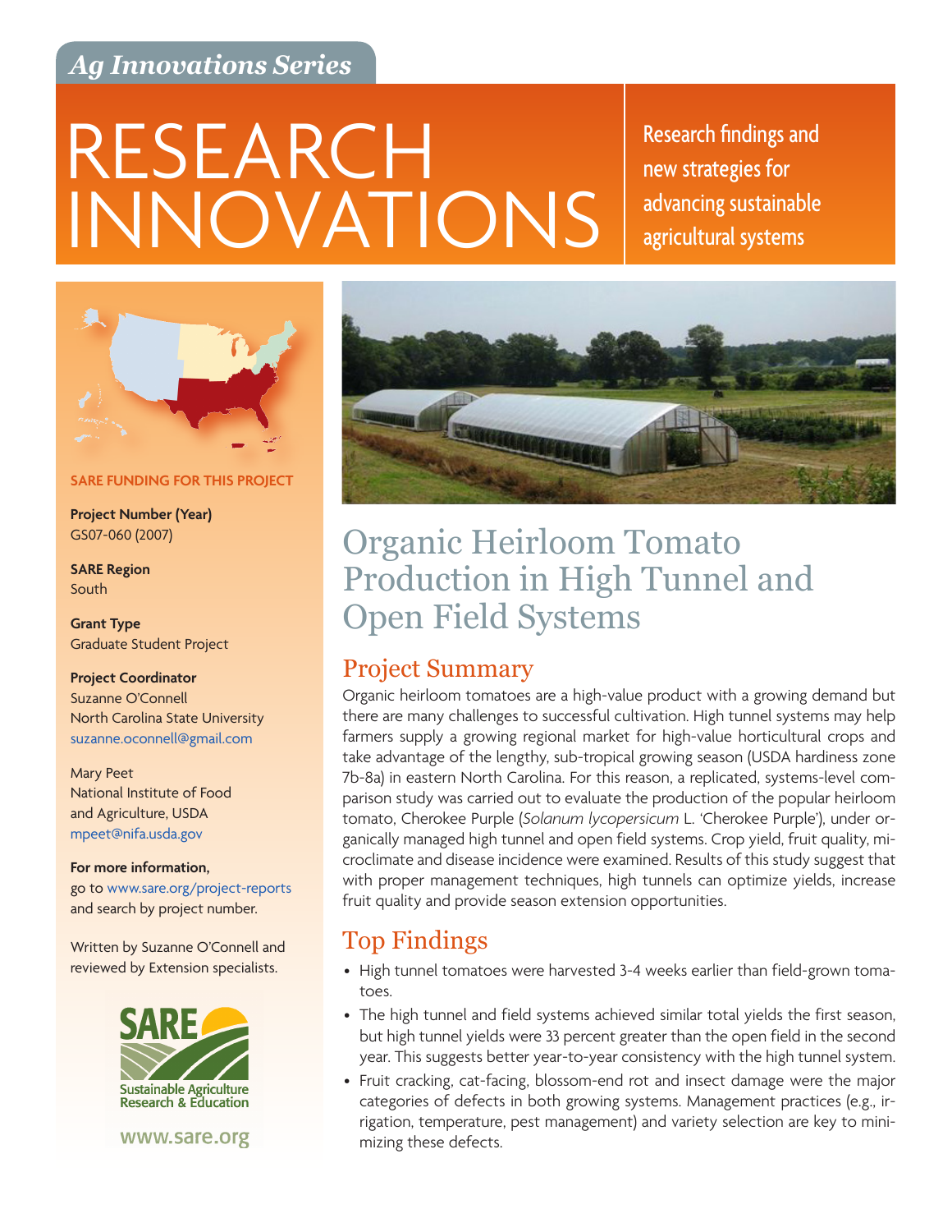*Ag Innovations Series*

# RESEARCH INNOVATIONS

Research findings and new strategies for advancing sustainable agricultural systems

**SARE FUNDING FOR THIS PROJECT**

**Project Number (Year)**
GS07-060 (2007)

**SARE Region**
South

**Grant Type**
Graduate Student Project

**Project Coordinator**
Suzanne O'Connell
North Carolina State University
suzanne.oconnell@gmail.com

Mary Peet
National Institute of Food and Agriculture, USDA
mpeet@nifa.usda.gov

**For more information,**
go to www.sare.org/project-reports and search by project number.

Written by Suzanne O'Connell and reviewed by Extension specialists.

SARE Sustainable Agriculture Research & Education

www.sare.org

## Organic Heirloom Tomato Production in High Tunnel and Open Field Systems

### Project Summary

Organic heirloom tomatoes are a high-value product with a growing demand but there are many challenges to successful cultivation. High tunnel systems may help farmers supply a growing regional market for high-value horticultural crops and take advantage of the lengthy, sub-tropical growing season (USDA hardiness zone 7b-8a) in eastern North Carolina. For this reason, a replicated, systems-level comparison study was carried out to evaluate the production of the popular heirloom tomato, Cherokee Purple (*Solanum lycopersicum* L. 'Cherokee Purple'), under organically managed high tunnel and open field systems. Crop yield, fruit quality, microclimate and disease incidence were examined. Results of this study suggest that with proper management techniques, high tunnels can optimize yields, increase fruit quality and provide season extension opportunities.

### Top Findings

- High tunnel tomatoes were harvested 3-4 weeks earlier than field-grown tomatoes.
- The high tunnel and field systems achieved similar total yields the first season, but high tunnel yields were 33 percent greater than the open field in the second year. This suggests better year-to-year consistency with the high tunnel system.
- Fruit cracking, cat-facing, blossom-end rot and insect damage were the major categories of defects in both growing systems. Management practices (e.g., irrigation, temperature, pest management) and variety selection are key to minimizing these defects.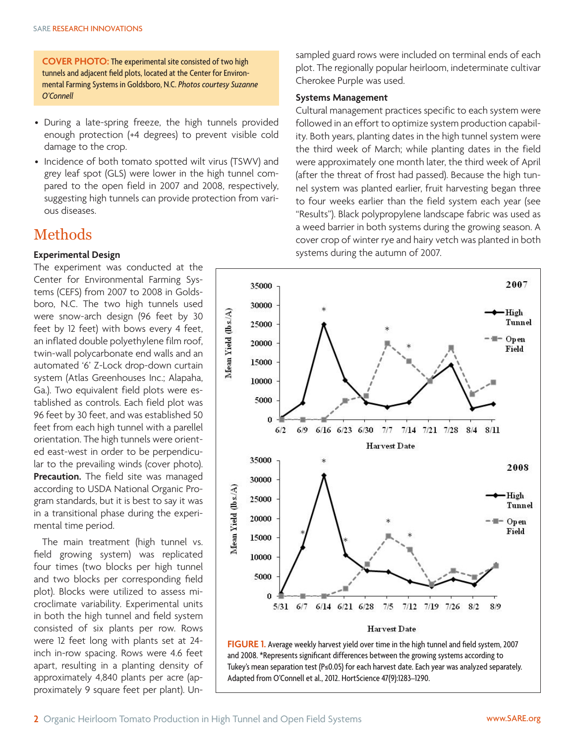**COVER PHOTO:** The experimental site consisted of two high tunnels and adjacent field plots, located at the Center for Environmental Farming Systems in Goldsboro, N.C. *Photos courtesy Suzanne O'Connell*

- During a late-spring freeze, the high tunnels provided enough protection (+4 degrees) to prevent visible cold damage to the crop.
- Incidence of both tomato spotted wilt virus (TSWV) and grey leaf spot (GLS) were lower in the high tunnel compared to the open field in 2007 and 2008, respectively, suggesting high tunnels can provide protection from various diseases.

# Methods

### Experimental Design

The experiment was conducted at the Center for Environmental Farming Systems (CEFS) from 2007 to 2008 in Goldsboro, N.C. The two high tunnels used were snow-arch design (96 feet by 30 feet by 12 feet) with bows every 4 feet, an inflated double polyethylene film roof, twin-wall polycarbonate end walls and an automated '6' Z-Lock drop-down curtain system (Atlas Greenhouses Inc.; Alapaha, Ga.). Two equivalent field plots were established as controls. Each field plot was 96 feet by 30 feet, and was established 50 feet from each high tunnel with a parellel orientation. The high tunnels were oriented east-west in order to be perpendicular to the prevailing winds (cover photo). **Precaution.** The field site was managed according to USDA National Organic Program standards, but it is best to say it was in a transitional phase during the experimental time period.

The main treatment (high tunnel vs. field growing system) was replicated four times (two blocks per high tunnel and two blocks per corresponding field plot). Blocks were utilized to assess microclimate variability. Experimental units in both the high tunnel and field system consisted of six plants per row. Rows were 12 feet long with plants set at 24-inch in-row spacing. Rows were 4.6 feet apart, resulting in a planting density of approximately 4,840 plants per acre (approximately 9 square feet per plant). Unsampled guard rows were included on terminal ends of each plot. The regionally popular heirloom, indeterminate cultivar Cherokee Purple was used.

### Systems Management

Cultural management practices specific to each system were followed in an effort to optimize system production capability. Both years, planting dates in the high tunnel system were the third week of March; while planting dates in the field were approximately one month later, the third week of April (after the threat of frost had passed). Because the high tunnel system was planted earlier, fruit harvesting began three to four weeks earlier than the field system each year (see "Results"). Black polypropylene landscape fabric was used as a weed barrier in both systems during the growing season. A cover crop of winter rye and hairy vetch was planted in both systems during the autumn of 2007.

**FIGURE 1.** Average weekly harvest yield over time in the high tunnel and field system, 2007 and 2008. *Represents significant differences between the growing systems according to Tukey's mean separation test (P≤0.05) for each harvest date. Each year was analyzed separately. Adapted from O'Connell et al., 2012. HortScience 47(9):1283–1290.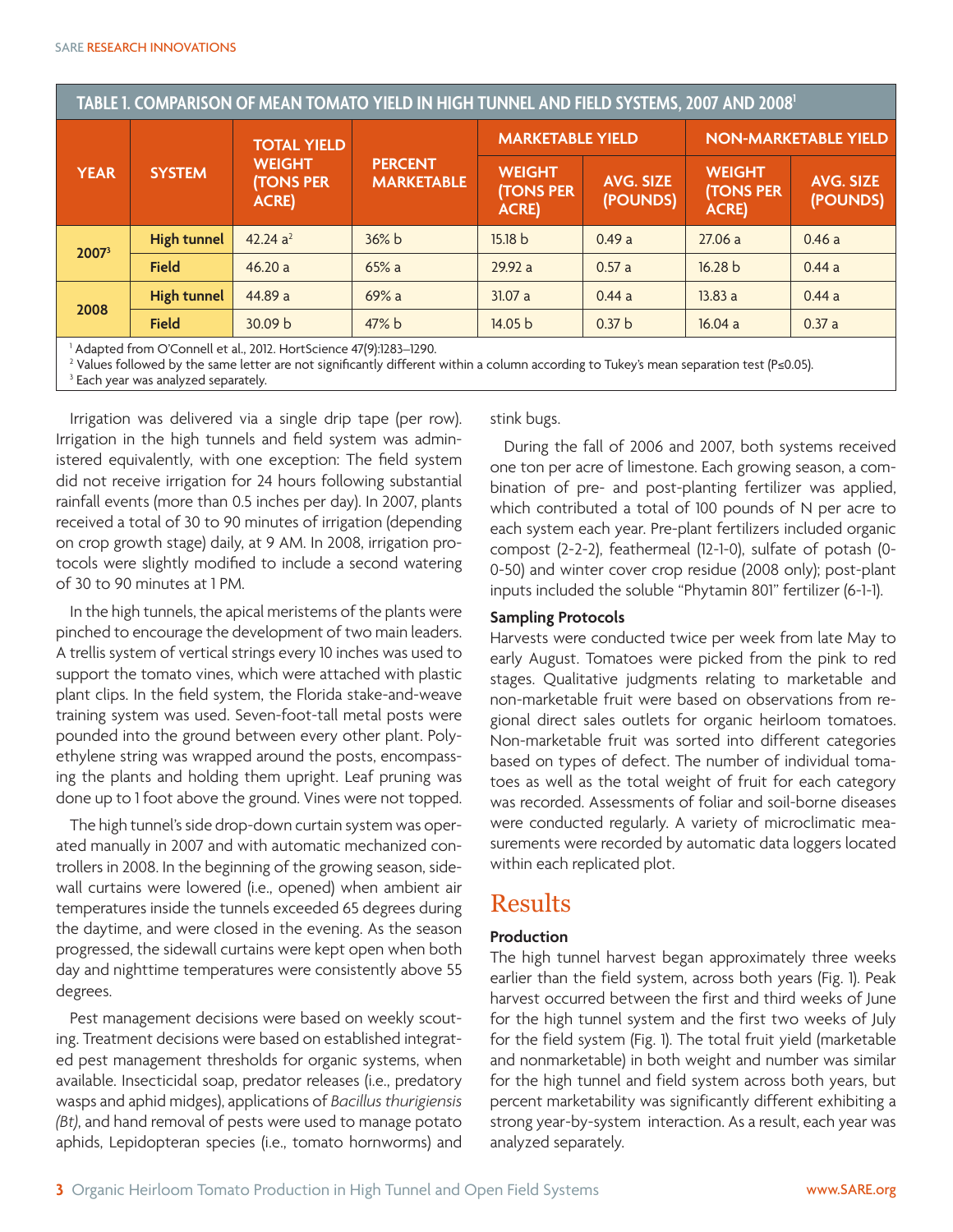**TABLE 1. COMPARISON OF MEAN TOMATO YIELD IN HIGH TUNNEL AND FIELD SYSTEMS, 2007 AND 2008[1]**

| YEAR | SYSTEM | TOTAL YIELD WEIGHT (TONS PER ACRE) | PERCENT MARKETABLE | MARKETABLE YIELD | | NON-MARKETABLE YIELD | |
|---|---|---|---|---|---|---|---|
| | | | | WEIGHT (TONS PER ACRE) | AVG. SIZE (POUNDS) | WEIGHT (TONS PER ACRE) | AVG. SIZE (POUNDS) |
| 2007[3] | High tunnel | 42.24 a[2] | 36% b | 15.18 b | 0.49 a | 27.06 a | 0.46 a |
| | Field | 46.20 a | 65% a | 29.92 a | 0.57 a | 16.28 b | 0.44 a |
| 2008 | High tunnel | 44.89 a | 69% a | 31.07 a | 0.44 a | 13.83 a | 0.44 a |
| | Field | 30.09 b | 47% b | 14.05 b | 0.37 b | 16.04 a | 0.37 a |

[1] Adapted from O'Connell et al., 2012. HortScience 47(9):1283–1290.
[2] Values followed by the same letter are not significantly different within a column according to Tukey's mean separation test ($P \leq 0.05$).
[3] Each year was analyzed separately.

Irrigation was delivered via a single drip tape (per row). Irrigation in the high tunnels and field system was administered equivalently, with one exception: The field system did not receive irrigation for 24 hours following substantial rainfall events (more than 0.5 inches per day). In 2007, plants received a total of 30 to 90 minutes of irrigation (depending on crop growth stage) daily, at 9 AM. In 2008, irrigation protocols were slightly modified to include a second watering of 30 to 90 minutes at 1 PM.

In the high tunnels, the apical meristems of the plants were pinched to encourage the development of two main leaders. A trellis system of vertical strings every 10 inches was used to support the tomato vines, which were attached with plastic plant clips. In the field system, the Florida stake-and-weave training system was used. Seven-foot-tall metal posts were pounded into the ground between every other plant. Polyethylene string was wrapped around the posts, encompassing the plants and holding them upright. Leaf pruning was done up to 1 foot above the ground. Vines were not topped.

The high tunnel's side drop-down curtain system was operated manually in 2007 and with automatic mechanized controllers in 2008. In the beginning of the growing season, sidewall curtains were lowered (i.e., opened) when ambient air temperatures inside the tunnels exceeded 65 degrees during the daytime, and were closed in the evening. As the season progressed, the sidewall curtains were kept open when both day and nighttime temperatures were consistently above 55 degrees.

Pest management decisions were based on weekly scouting. Treatment decisions were based on established integrated pest management thresholds for organic systems, when available. Insecticidal soap, predator releases (i.e., predatory wasps and aphid midges), applications of *Bacillus thurigiensis (Bt)*, and hand removal of pests were used to manage potato aphids, Lepidopteran species (i.e., tomato hornworms) and stink bugs.

During the fall of 2006 and 2007, both systems received one ton per acre of limestone. Each growing season, a combination of pre- and post-planting fertilizer was applied, which contributed a total of 100 pounds of N per acre to each system each year. Pre-plant fertilizers included organic compost (2-2-2), feathermeal (12-1-0), sulfate of potash (0-0-50) and winter cover crop residue (2008 only); post-plant inputs included the soluble "Phytamin 801" fertilizer (6-1-1).

### Sampling Protocols

Harvests were conducted twice per week from late May to early August. Tomatoes were picked from the pink to red stages. Qualitative judgments relating to marketable and non-marketable fruit were based on observations from regional direct sales outlets for organic heirloom tomatoes. Non-marketable fruit was sorted into different categories based on types of defect. The number of individual tomatoes as well as the total weight of fruit for each category was recorded. Assessments of foliar and soil-borne diseases were conducted regularly. A variety of microclimatic measurements were recorded by automatic data loggers located within each replicated plot.

## Results

### Production

The high tunnel harvest began approximately three weeks earlier than the field system, across both years (Fig. 1). Peak harvest occurred between the first and third weeks of June for the high tunnel system and the first two weeks of July for the field system (Fig. 1). The total fruit yield (marketable and nonmarketable) in both weight and number was similar for the high tunnel and field system across both years, but percent marketability was significantly different exhibiting a strong year-by-system interaction. As a result, each year was analyzed separately.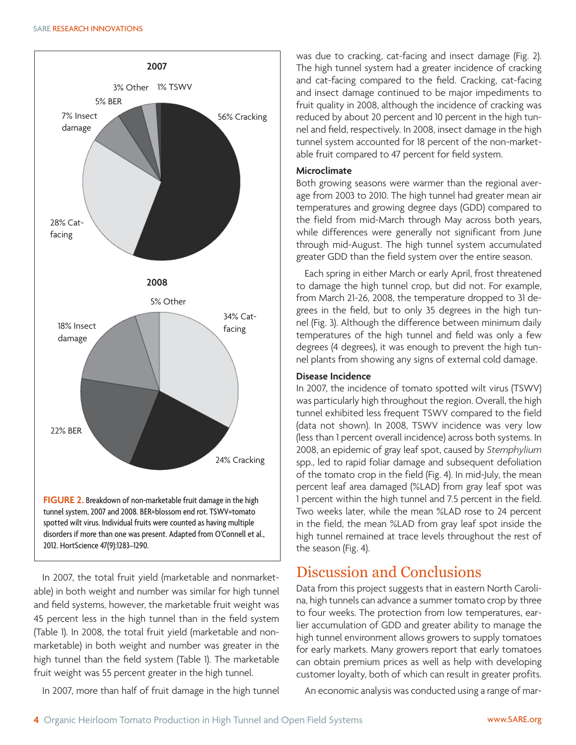**2007**

56% Cracking; 28% Cat-facing; 7% Insect damage; 5% BER; 3% Other; 1% TSWV

**2008**

34% Cat-facing; 24% Cracking; 22% BER; 18% Insect damage; 5% Other

**FIGURE 2.** Breakdown of non-marketable fruit damage in the high tunnel system, 2007 and 2008. BER=blossom end rot. TSWV=tomato spotted wilt virus. Individual fruits were counted as having multiple disorders if more than one was present. Adapted from O'Connell et al., 2012. HortScience 47(9):1283–1290.

In 2007, the total fruit yield (marketable and nonmarketable) in both weight and number was similar for high tunnel and field systems, however, the marketable fruit weight was 45 percent less in the high tunnel than in the field system (Table 1). In 2008, the total fruit yield (marketable and nonmarketable) in both weight and number was greater in the high tunnel than the field system (Table 1). The marketable fruit weight was 55 percent greater in the high tunnel.

In 2007, more than half of fruit damage in the high tunnel was due to cracking, cat-facing and insect damage (Fig. 2). The high tunnel system had a greater incidence of cracking and cat-facing compared to the field. Cracking, cat-facing and insect damage continued to be major impediments to fruit quality in 2008, although the incidence of cracking was reduced by about 20 percent and 10 percent in the high tunnel and field, respectively. In 2008, insect damage in the high tunnel system accounted for 18 percent of the non-marketable fruit compared to 47 percent for field system.

### Microclimate

Both growing seasons were warmer than the regional average from 2003 to 2010. The high tunnel had greater mean air temperatures and growing degree days (GDD) compared to the field from mid-March through May across both years, while differences were generally not significant from June through mid-August. The high tunnel system accumulated greater GDD than the field system over the entire season.

Each spring in either March or early April, frost threatened to damage the high tunnel crop, but did not. For example, from March 21-26, 2008, the temperature dropped to 31 degrees in the field, but to only 35 degrees in the high tunnel (Fig. 3). Although the difference between minimum daily temperatures of the high tunnel and field was only a few degrees (4 degrees), it was enough to prevent the high tunnel plants from showing any signs of external cold damage.

### Disease Incidence

In 2007, the incidence of tomato spotted wilt virus (TSWV) was particularly high throughout the region. Overall, the high tunnel exhibited less frequent TSWV compared to the field (data not shown). In 2008, TSWV incidence was very low (less than 1 percent overall incidence) across both systems. In 2008, an epidemic of gray leaf spot, caused by *Stemphylium* spp., led to rapid foliar damage and subsequent defoliation of the tomato crop in the field (Fig. 4). In mid-July, the mean percent leaf area damaged (%LAD) from gray leaf spot was 1 percent within the high tunnel and 7.5 percent in the field. Two weeks later, while the mean %LAD rose to 24 percent in the field, the mean %LAD from gray leaf spot inside the high tunnel remained at trace levels throughout the rest of the season (Fig. 4).

## Discussion and Conclusions

Data from this project suggests that in eastern North Carolina, high tunnels can advance a summer tomato crop by three to four weeks. The protection from low temperatures, earlier accumulation of GDD and greater ability to manage the high tunnel environment allows growers to supply tomatoes for early markets. Many growers report that early tomatoes can obtain premium prices as well as help with developing customer loyalty, both of which can result in greater profits.

An economic analysis was conducted using a range of mar-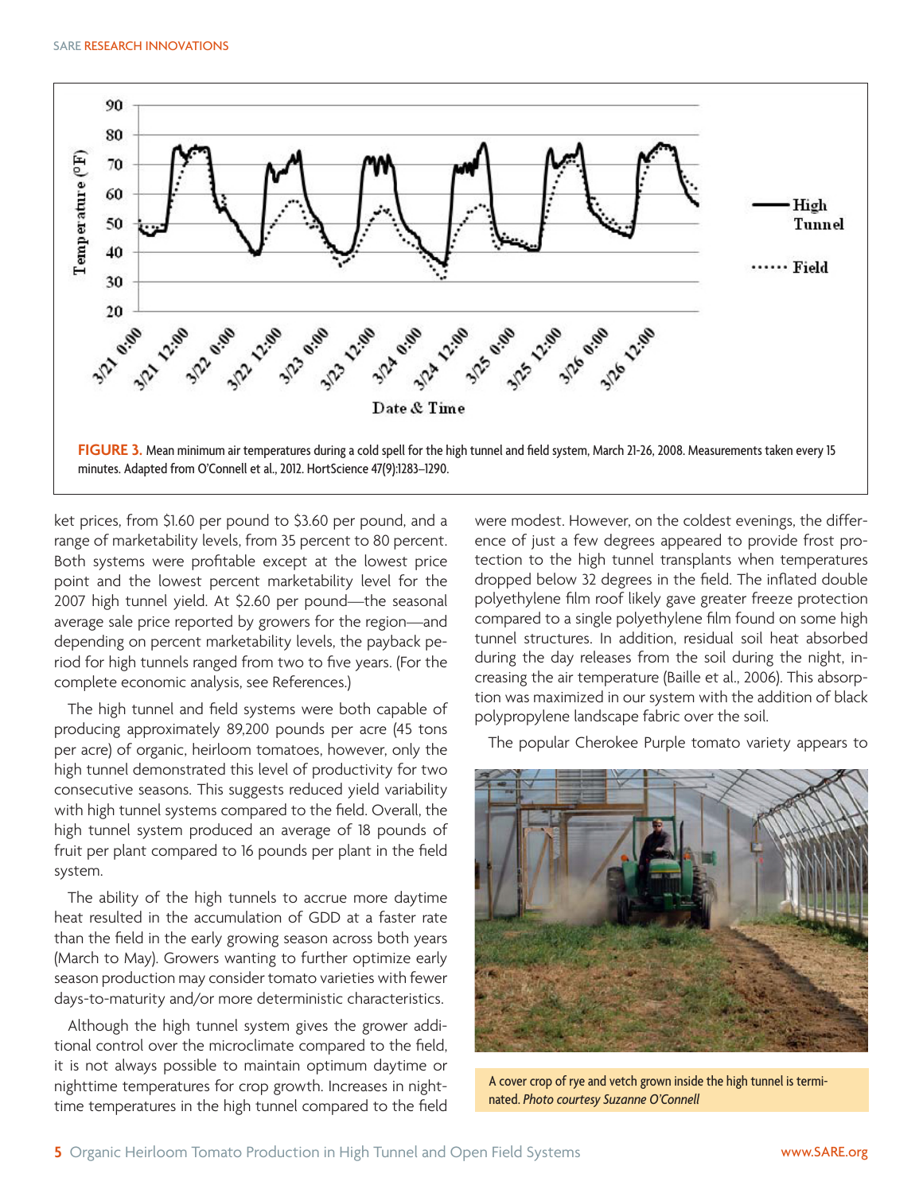FIGURE 3. Mean minimum air temperatures during a cold spell for the high tunnel and field system, March 21-26, 2008. Measurements taken every 15 minutes. Adapted from O'Connell et al., 2012. HortScience 47(9):1283–1290.

ket prices, from $1.60 per pound to $3.60 per pound, and a range of marketability levels, from 35 percent to 80 percent. Both systems were profitable except at the lowest price point and the lowest percent marketability level for the 2007 high tunnel yield. At $2.60 per pound—the seasonal average sale price reported by growers for the region—and depending on percent marketability levels, the payback period for high tunnels ranged from two to five years. (For the complete economic analysis, see References.)

The high tunnel and field systems were both capable of producing approximately 89,200 pounds per acre (45 tons per acre) of organic, heirloom tomatoes, however, only the high tunnel demonstrated this level of productivity for two consecutive seasons. This suggests reduced yield variability with high tunnel systems compared to the field. Overall, the high tunnel system produced an average of 18 pounds of fruit per plant compared to 16 pounds per plant in the field system.

The ability of the high tunnels to accrue more daytime heat resulted in the accumulation of GDD at a faster rate than the field in the early growing season across both years (March to May). Growers wanting to further optimize early season production may consider tomato varieties with fewer days-to-maturity and/or more deterministic characteristics.

Although the high tunnel system gives the grower additional control over the microclimate compared to the field, it is not always possible to maintain optimum daytime or nighttime temperatures for crop growth. Increases in nighttime temperatures in the high tunnel compared to the field were modest. However, on the coldest evenings, the difference of just a few degrees appeared to provide frost protection to the high tunnel transplants when temperatures dropped below 32 degrees in the field. The inflated double polyethylene film roof likely gave greater freeze protection compared to a single polyethylene film found on some high tunnel structures. In addition, residual soil heat absorbed during the day releases from the soil during the night, increasing the air temperature (Baille et al., 2006). This absorption was maximized in our system with the addition of black polypropylene landscape fabric over the soil.

The popular Cherokee Purple tomato variety appears to

A cover crop of rye and vetch grown inside the high tunnel is terminated. *Photo courtesy Suzanne O'Connell*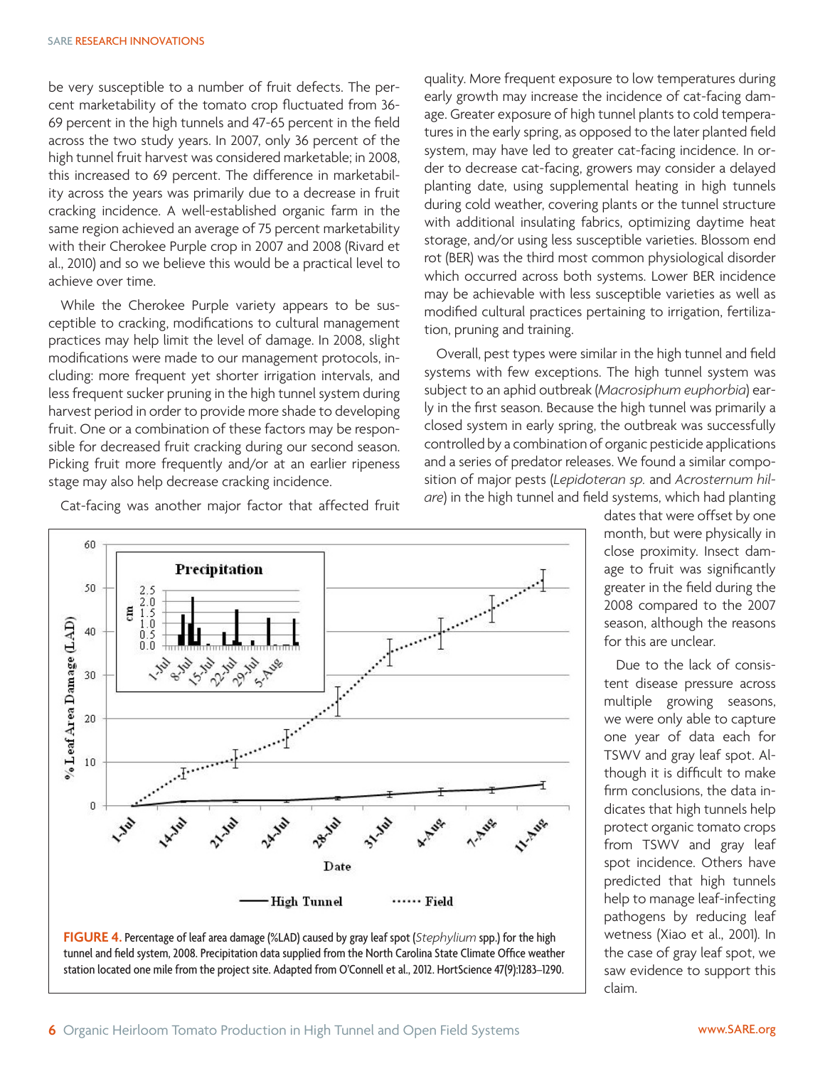be very susceptible to a number of fruit defects. The percent marketability of the tomato crop fluctuated from 36-69 percent in the high tunnels and 47-65 percent in the field across the two study years. In 2007, only 36 percent of the high tunnel fruit harvest was considered marketable; in 2008, this increased to 69 percent. The difference in marketability across the years was primarily due to a decrease in fruit cracking incidence. A well-established organic farm in the same region achieved an average of 75 percent marketability with their Cherokee Purple crop in 2007 and 2008 (Rivard et al., 2010) and so we believe this would be a practical level to achieve over time.

While the Cherokee Purple variety appears to be susceptible to cracking, modifications to cultural management practices may help limit the level of damage. In 2008, slight modifications were made to our management protocols, including: more frequent yet shorter irrigation intervals, and less frequent sucker pruning in the high tunnel system during harvest period in order to provide more shade to developing fruit. One or a combination of these factors may be responsible for decreased fruit cracking during our second season. Picking fruit more frequently and/or at an earlier ripeness stage may also help decrease cracking incidence.

Cat-facing was another major factor that affected fruit quality. More frequent exposure to low temperatures during early growth may increase the incidence of cat-facing damage. Greater exposure of high tunnel plants to cold temperatures in the early spring, as opposed to the later planted field system, may have led to greater cat-facing incidence. In order to decrease cat-facing, growers may consider a delayed planting date, using supplemental heating in high tunnels during cold weather, covering plants or the tunnel structure with additional insulating fabrics, optimizing daytime heat storage, and/or using less susceptible varieties. Blossom end rot (BER) was the third most common physiological disorder which occurred across both systems. Lower BER incidence may be achievable with less susceptible varieties as well as modified cultural practices pertaining to irrigation, fertilization, pruning and training.

Overall, pest types were similar in the high tunnel and field systems with few exceptions. The high tunnel system was subject to an aphid outbreak (*Macrosiphum euphorbia*) early in the first season. Because the high tunnel was primarily a closed system in early spring, the outbreak was successfully controlled by a combination of organic pesticide applications and a series of predator releases. We found a similar composition of major pests (*Lepidoteran sp.* and *Acrosternum hilare*) in the high tunnel and field systems, which had planting dates that were offset by one month, but were physically in close proximity. Insect damage to fruit was significantly greater in the field during the 2008 compared to the 2007 season, although the reasons for this are unclear.

Due to the lack of consistent disease pressure across multiple growing seasons, we were only able to capture one year of data each for TSWV and gray leaf spot. Although it is difficult to make firm conclusions, the data indicates that high tunnels help protect organic tomato crops from TSWV and gray leaf spot incidence. Others have predicted that high tunnels help to manage leaf-infecting pathogens by reducing leaf wetness (Xiao et al., 2001). In the case of gray leaf spot, we saw evidence to support this claim.

**FIGURE 4.** Percentage of leaf area damage (%LAD) caused by gray leaf spot (*Stephylium* spp.) for the high tunnel and field system, 2008. Precipitation data supplied from the North Carolina State Climate Office weather station located one mile from the project site. Adapted from O'Connell et al., 2012. HortScience 47(9):1283–1290.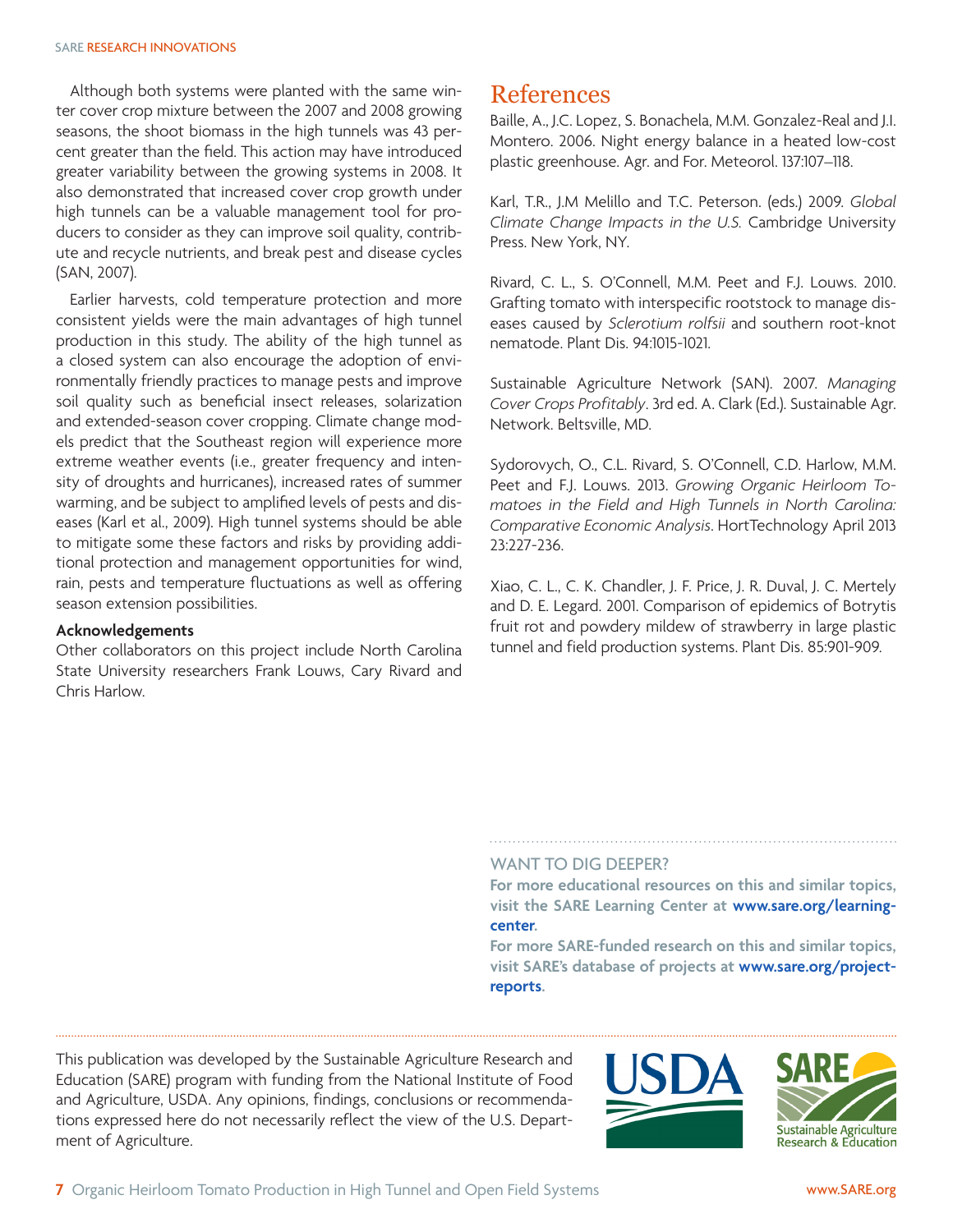Although both systems were planted with the same winter cover crop mixture between the 2007 and 2008 growing seasons, the shoot biomass in the high tunnels was 43 percent greater than the field. This action may have introduced greater variability between the growing systems in 2008. It also demonstrated that increased cover crop growth under high tunnels can be a valuable management tool for producers to consider as they can improve soil quality, contribute and recycle nutrients, and break pest and disease cycles (SAN, 2007).

Earlier harvests, cold temperature protection and more consistent yields were the main advantages of high tunnel production in this study. The ability of the high tunnel as a closed system can also encourage the adoption of environmentally friendly practices to manage pests and improve soil quality such as beneficial insect releases, solarization and extended-season cover cropping. Climate change models predict that the Southeast region will experience more extreme weather events (i.e., greater frequency and intensity of droughts and hurricanes), increased rates of summer warming, and be subject to amplified levels of pests and diseases (Karl et al., 2009). High tunnel systems should be able to mitigate some these factors and risks by providing additional protection and management opportunities for wind, rain, pests and temperature fluctuations as well as offering season extension possibilities.

**Acknowledgements**

Other collaborators on this project include North Carolina State University researchers Frank Louws, Cary Rivard and Chris Harlow.

## References

Baille, A., J.C. Lopez, S. Bonachela, M.M. Gonzalez-Real and J.I. Montero. 2006. Night energy balance in a heated low-cost plastic greenhouse. Agr. and For. Meteorol. 137:107–118.

Karl, T.R., J.M Melillo and T.C. Peterson. (eds.) 2009. *Global Climate Change Impacts in the U.S.* Cambridge University Press. New York, NY.

Rivard, C. L., S. O'Connell, M.M. Peet and F.J. Louws. 2010. Grafting tomato with interspecific rootstock to manage diseases caused by *Sclerotium rolfsii* and southern root-knot nematode. Plant Dis. 94:1015-1021.

Sustainable Agriculture Network (SAN). 2007. *Managing Cover Crops Profitably*. 3rd ed. A. Clark (Ed.). Sustainable Agr. Network. Beltsville, MD.

Sydorovych, O., C.L. Rivard, S. O'Connell, C.D. Harlow, M.M. Peet and F.J. Louws. 2013. *Growing Organic Heirloom Tomatoes in the Field and High Tunnels in North Carolina: Comparative Economic Analysis*. HortTechnology April 2013 23:227-236.

Xiao, C. L., C. K. Chandler, J. F. Price, J. R. Duval, J. C. Mertely and D. E. Legard. 2001. Comparison of epidemics of Botrytis fruit rot and powdery mildew of strawberry in large plastic tunnel and field production systems. Plant Dis. 85:901-909.

WANT TO DIG DEEPER?

**For more educational resources on this and similar topics, visit the SARE Learning Center at www.sare.org/learning-center.**

**For more SARE-funded research on this and similar topics, visit SARE's database of projects at www.sare.org/project-reports.**

This publication was developed by the Sustainable Agriculture Research and Education (SARE) program with funding from the National Institute of Food and Agriculture, USDA. Any opinions, findings, conclusions or recommendations expressed here do not necessarily reflect the view of the U.S. Department of Agriculture.